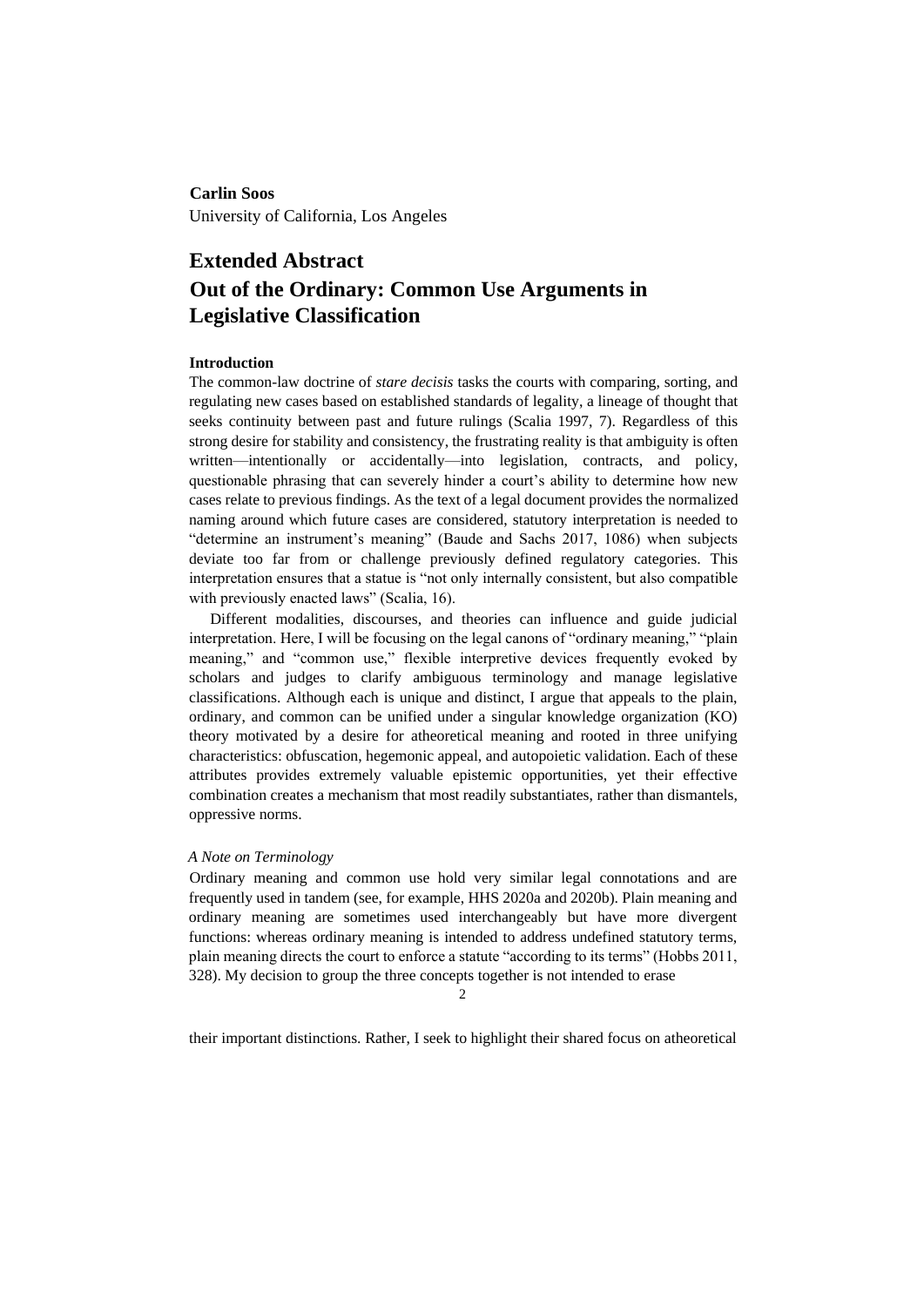**Carlin Soos**
University of California, Los Angeles

# Extended Abstract
# Out of the Ordinary: Common Use Arguments in Legislative Classification

### Introduction

The common-law doctrine of *stare decisis* tasks the courts with comparing, sorting, and regulating new cases based on established standards of legality, a lineage of thought that seeks continuity between past and future rulings (Scalia 1997, 7). Regardless of this strong desire for stability and consistency, the frustrating reality is that ambiguity is often written—intentionally or accidentally—into legislation, contracts, and policy, questionable phrasing that can severely hinder a court's ability to determine how new cases relate to previous findings. As the text of a legal document provides the normalized naming around which future cases are considered, statutory interpretation is needed to "determine an instrument's meaning" (Baude and Sachs 2017, 1086) when subjects deviate too far from or challenge previously defined regulatory categories. This interpretation ensures that a statue is "not only internally consistent, but also compatible with previously enacted laws" (Scalia, 16).

Different modalities, discourses, and theories can influence and guide judicial interpretation. Here, I will be focusing on the legal canons of "ordinary meaning," "plain meaning," and "common use," flexible interpretive devices frequently evoked by scholars and judges to clarify ambiguous terminology and manage legislative classifications. Although each is unique and distinct, I argue that appeals to the plain, ordinary, and common can be unified under a singular knowledge organization (KO) theory motivated by a desire for atheoretical meaning and rooted in three unifying characteristics: obfuscation, hegemonic appeal, and autopoietic validation. Each of these attributes provides extremely valuable epistemic opportunities, yet their effective combination creates a mechanism that most readily substantiates, rather than dismantels, oppressive norms.

#### *A Note on Terminology*

Ordinary meaning and common use hold very similar legal connotations and are frequently used in tandem (see, for example, HHS 2020a and 2020b). Plain meaning and ordinary meaning are sometimes used interchangeably but have more divergent functions: whereas ordinary meaning is intended to address undefined statutory terms, plain meaning directs the court to enforce a statute "according to its terms" (Hobbs 2011, 328). My decision to group the three concepts together is not intended to erase their important distinctions. Rather, I seek to highlight their shared focus on atheoretical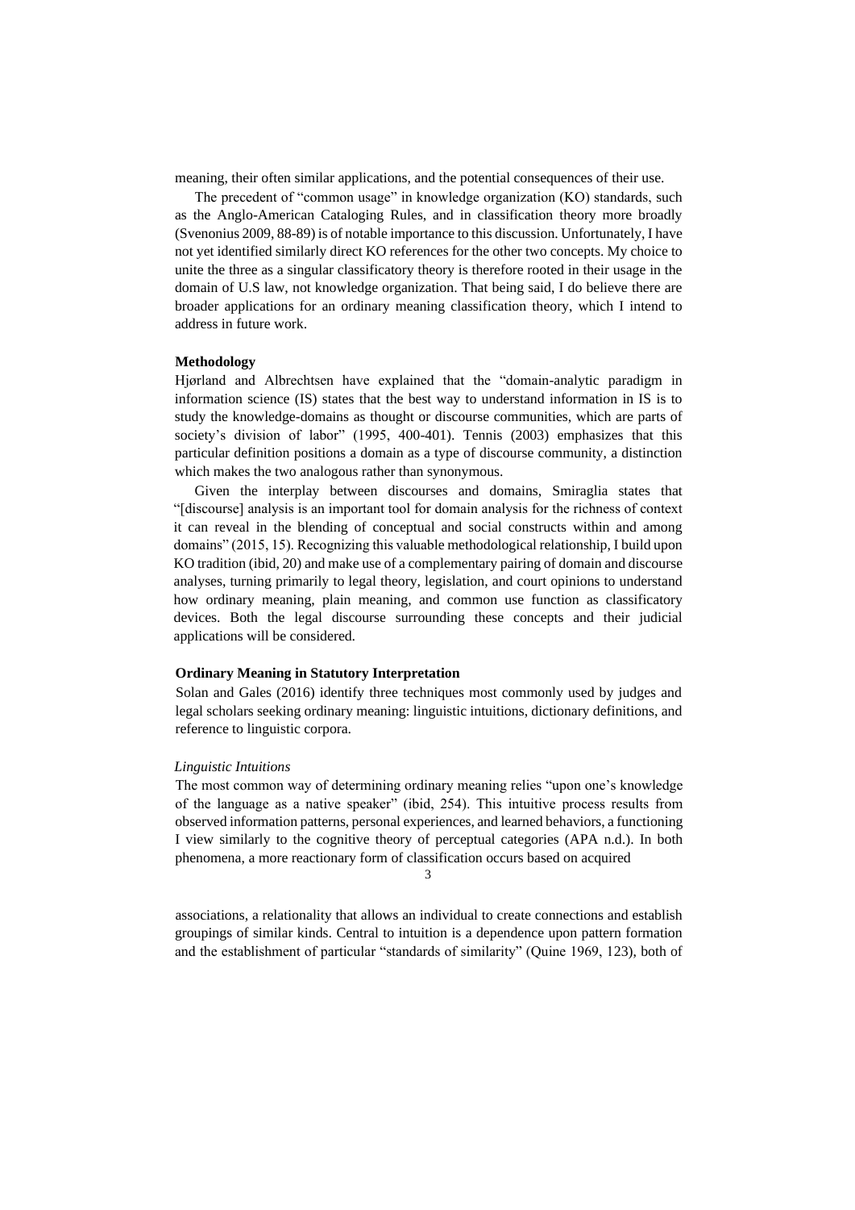meaning, their often similar applications, and the potential consequences of their use.

The precedent of "common usage" in knowledge organization (KO) standards, such as the Anglo-American Cataloging Rules, and in classification theory more broadly (Svenonius 2009, 88-89) is of notable importance to this discussion. Unfortunately, I have not yet identified similarly direct KO references for the other two concepts. My choice to unite the three as a singular classificatory theory is therefore rooted in their usage in the domain of U.S law, not knowledge organization. That being said, I do believe there are broader applications for an ordinary meaning classification theory, which I intend to address in future work.

**Methodology**

Hjørland and Albrechtsen have explained that the "domain-analytic paradigm in information science (IS) states that the best way to understand information in IS is to study the knowledge-domains as thought or discourse communities, which are parts of society's division of labor" (1995, 400-401). Tennis (2003) emphasizes that this particular definition positions a domain as a type of discourse community, a distinction which makes the two analogous rather than synonymous.

Given the interplay between discourses and domains, Smiraglia states that "[discourse] analysis is an important tool for domain analysis for the richness of context it can reveal in the blending of conceptual and social constructs within and among domains" (2015, 15). Recognizing this valuable methodological relationship, I build upon KO tradition (ibid, 20) and make use of a complementary pairing of domain and discourse analyses, turning primarily to legal theory, legislation, and court opinions to understand how ordinary meaning, plain meaning, and common use function as classificatory devices. Both the legal discourse surrounding these concepts and their judicial applications will be considered.

**Ordinary Meaning in Statutory Interpretation**

Solan and Gales (2016) identify three techniques most commonly used by judges and legal scholars seeking ordinary meaning: linguistic intuitions, dictionary definitions, and reference to linguistic corpora.

*Linguistic Intuitions*

The most common way of determining ordinary meaning relies "upon one's knowledge of the language as a native speaker" (ibid, 254). This intuitive process results from observed information patterns, personal experiences, and learned behaviors, a functioning I view similarly to the cognitive theory of perceptual categories (APA n.d.). In both phenomena, a more reactionary form of classification occurs based on acquired associations, a relationality that allows an individual to create connections and establish groupings of similar kinds. Central to intuition is a dependence upon pattern formation and the establishment of particular "standards of similarity" (Quine 1969, 123), both of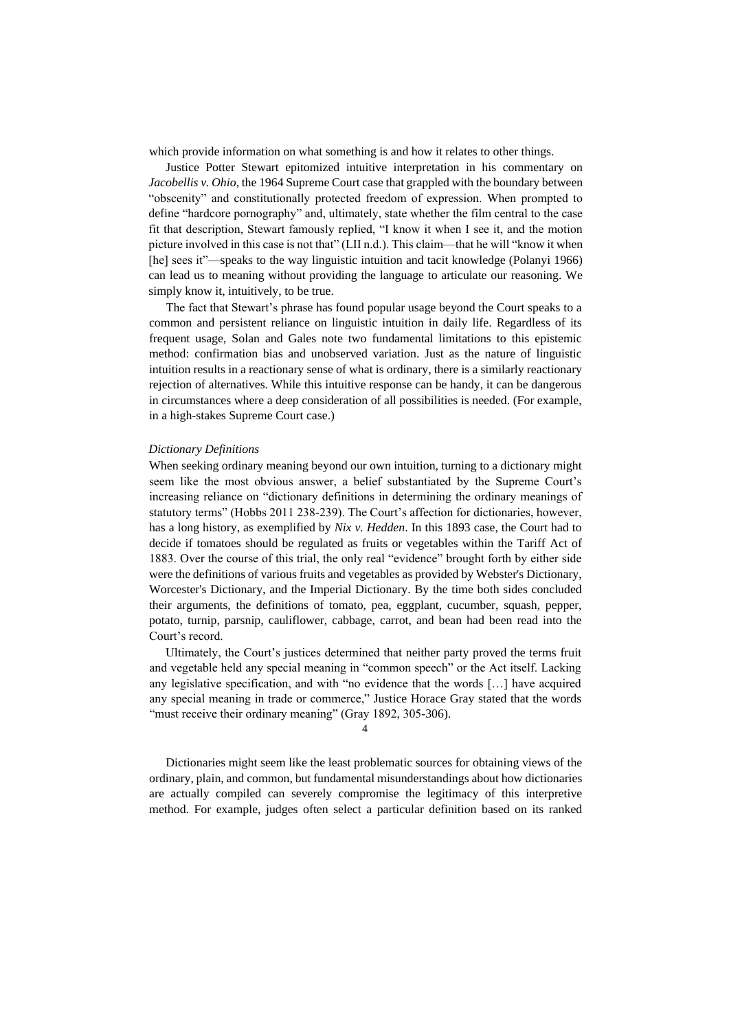which provide information on what something is and how it relates to other things.

Justice Potter Stewart epitomized intuitive interpretation in his commentary on *Jacobellis v. Ohio*, the 1964 Supreme Court case that grappled with the boundary between "obscenity" and constitutionally protected freedom of expression. When prompted to define "hardcore pornography" and, ultimately, state whether the film central to the case fit that description, Stewart famously replied, "I know it when I see it, and the motion picture involved in this case is not that" (LII n.d.). This claim—that he will "know it when [he] sees it"—speaks to the way linguistic intuition and tacit knowledge (Polanyi 1966) can lead us to meaning without providing the language to articulate our reasoning. We simply know it, intuitively, to be true.

The fact that Stewart's phrase has found popular usage beyond the Court speaks to a common and persistent reliance on linguistic intuition in daily life. Regardless of its frequent usage, Solan and Gales note two fundamental limitations to this epistemic method: confirmation bias and unobserved variation. Just as the nature of linguistic intuition results in a reactionary sense of what is ordinary, there is a similarly reactionary rejection of alternatives. While this intuitive response can be handy, it can be dangerous in circumstances where a deep consideration of all possibilities is needed. (For example, in a high-stakes Supreme Court case.)

*Dictionary Definitions*

When seeking ordinary meaning beyond our own intuition, turning to a dictionary might seem like the most obvious answer, a belief substantiated by the Supreme Court's increasing reliance on "dictionary definitions in determining the ordinary meanings of statutory terms" (Hobbs 2011 238-239). The Court's affection for dictionaries, however, has a long history, as exemplified by *Nix v. Hedden*. In this 1893 case, the Court had to decide if tomatoes should be regulated as fruits or vegetables within the Tariff Act of 1883. Over the course of this trial, the only real "evidence" brought forth by either side were the definitions of various fruits and vegetables as provided by Webster's Dictionary, Worcester's Dictionary, and the Imperial Dictionary. By the time both sides concluded their arguments, the definitions of tomato, pea, eggplant, cucumber, squash, pepper, potato, turnip, parsnip, cauliflower, cabbage, carrot, and bean had been read into the Court's record.

Ultimately, the Court's justices determined that neither party proved the terms fruit and vegetable held any special meaning in "common speech" or the Act itself. Lacking any legislative specification, and with "no evidence that the words […] have acquired any special meaning in trade or commerce," Justice Horace Gray stated that the words "must receive their ordinary meaning" (Gray 1892, 305-306).

Dictionaries might seem like the least problematic sources for obtaining views of the ordinary, plain, and common, but fundamental misunderstandings about how dictionaries are actually compiled can severely compromise the legitimacy of this interpretive method. For example, judges often select a particular definition based on its ranked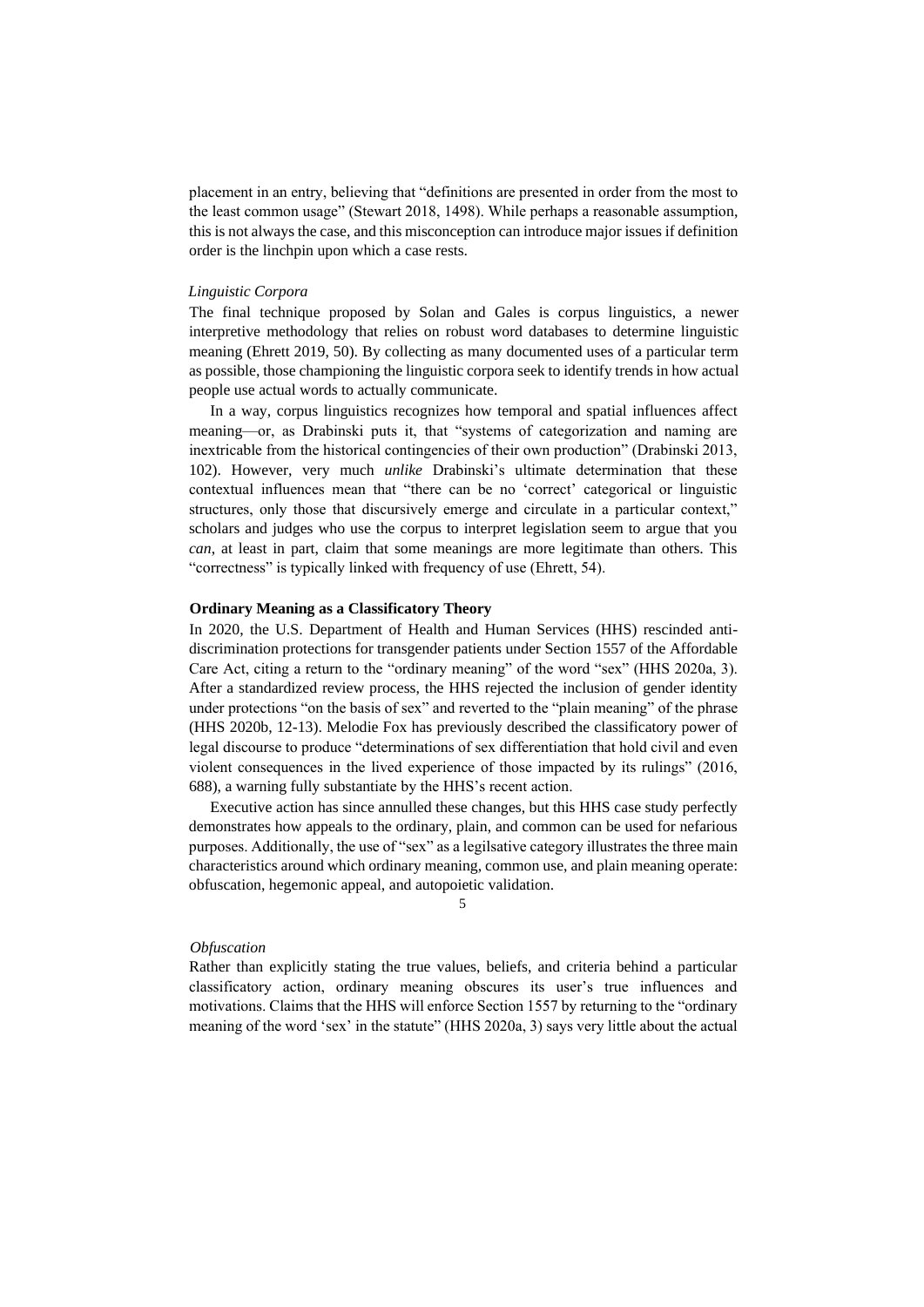placement in an entry, believing that "definitions are presented in order from the most to the least common usage" (Stewart 2018, 1498). While perhaps a reasonable assumption, this is not always the case, and this misconception can introduce major issues if definition order is the linchpin upon which a case rests.

### *Linguistic Corpora*

The final technique proposed by Solan and Gales is corpus linguistics, a newer interpretive methodology that relies on robust word databases to determine linguistic meaning (Ehrett 2019, 50). By collecting as many documented uses of a particular term as possible, those championing the linguistic corpora seek to identify trends in how actual people use actual words to actually communicate.

In a way, corpus linguistics recognizes how temporal and spatial influences affect meaning—or, as Drabinski puts it, that "systems of categorization and naming are inextricable from the historical contingencies of their own production" (Drabinski 2013, 102). However, very much *unlike* Drabinski's ultimate determination that these contextual influences mean that "there can be no 'correct' categorical or linguistic structures, only those that discursively emerge and circulate in a particular context," scholars and judges who use the corpus to interpret legislation seem to argue that you *can*, at least in part, claim that some meanings are more legitimate than others. This "correctness" is typically linked with frequency of use (Ehrett, 54).

## **Ordinary Meaning as a Classificatory Theory**

In 2020, the U.S. Department of Health and Human Services (HHS) rescinded anti-discrimination protections for transgender patients under Section 1557 of the Affordable Care Act, citing a return to the "ordinary meaning" of the word "sex" (HHS 2020a, 3). After a standardized review process, the HHS rejected the inclusion of gender identity under protections "on the basis of sex" and reverted to the "plain meaning" of the phrase (HHS 2020b, 12-13). Melodie Fox has previously described the classificatory power of legal discourse to produce "determinations of sex differentiation that hold civil and even violent consequences in the lived experience of those impacted by its rulings" (2016, 688), a warning fully substantiate by the HHS's recent action.

Executive action has since annulled these changes, but this HHS case study perfectly demonstrates how appeals to the ordinary, plain, and common can be used for nefarious purposes. Additionally, the use of "sex" as a legilsative category illustrates the three main characteristics around which ordinary meaning, common use, and plain meaning operate: obfuscation, hegemonic appeal, and autopoietic validation.

### *Obfuscation*

Rather than explicitly stating the true values, beliefs, and criteria behind a particular classificatory action, ordinary meaning obscures its user's true influences and motivations. Claims that the HHS will enforce Section 1557 by returning to the "ordinary meaning of the word 'sex' in the statute" (HHS 2020a, 3) says very little about the actual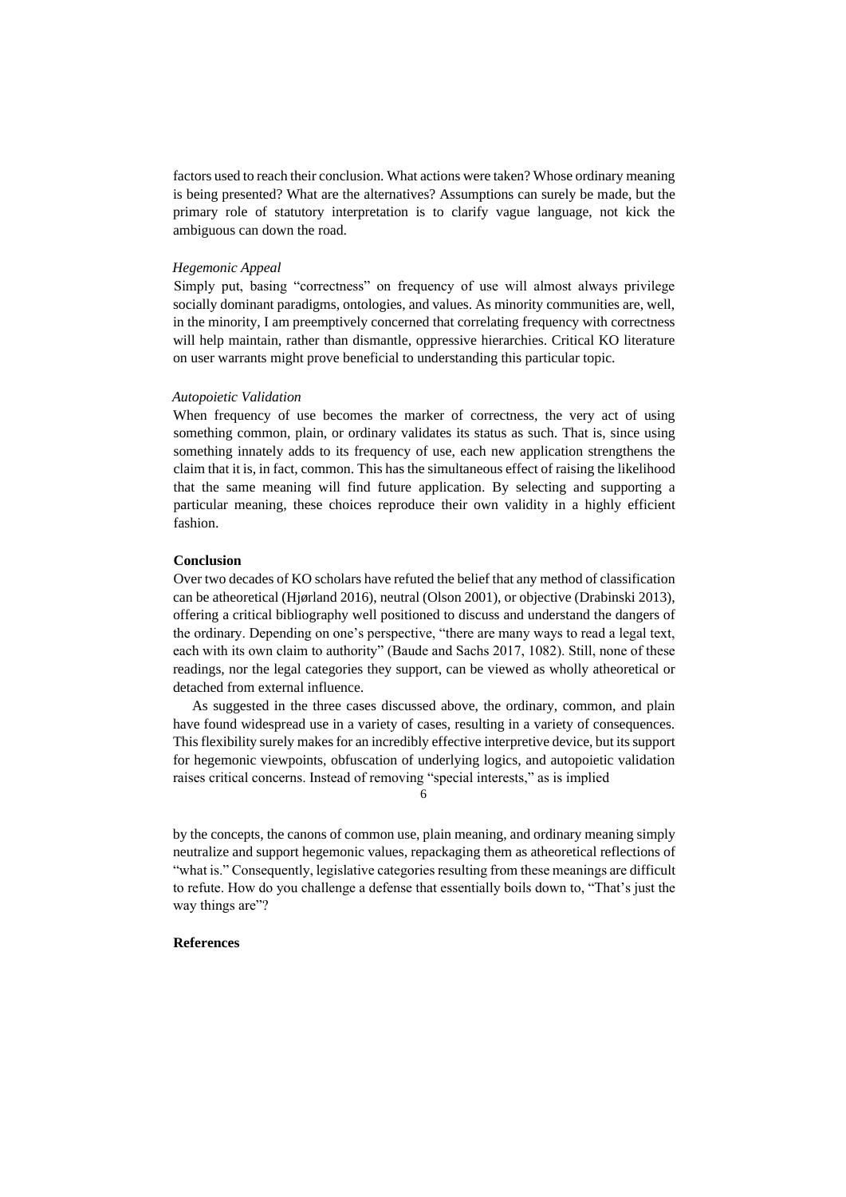factors used to reach their conclusion. What actions were taken? Whose ordinary meaning is being presented? What are the alternatives? Assumptions can surely be made, but the primary role of statutory interpretation is to clarify vague language, not kick the ambiguous can down the road.

*Hegemonic Appeal*

Simply put, basing "correctness" on frequency of use will almost always privilege socially dominant paradigms, ontologies, and values. As minority communities are, well, in the minority, I am preemptively concerned that correlating frequency with correctness will help maintain, rather than dismantle, oppressive hierarchies. Critical KO literature on user warrants might prove beneficial to understanding this particular topic.

*Autopoietic Validation*

When frequency of use becomes the marker of correctness, the very act of using something common, plain, or ordinary validates its status as such. That is, since using something innately adds to its frequency of use, each new application strengthens the claim that it is, in fact, common. This has the simultaneous effect of raising the likelihood that the same meaning will find future application. By selecting and supporting a particular meaning, these choices reproduce their own validity in a highly efficient fashion.

**Conclusion**

Over two decades of KO scholars have refuted the belief that any method of classification can be atheoretical (Hjørland 2016), neutral (Olson 2001), or objective (Drabinski 2013), offering a critical bibliography well positioned to discuss and understand the dangers of the ordinary. Depending on one's perspective, "there are many ways to read a legal text, each with its own claim to authority" (Baude and Sachs 2017, 1082). Still, none of these readings, nor the legal categories they support, can be viewed as wholly atheoretical or detached from external influence.

As suggested in the three cases discussed above, the ordinary, common, and plain have found widespread use in a variety of cases, resulting in a variety of consequences. This flexibility surely makes for an incredibly effective interpretive device, but its support for hegemonic viewpoints, obfuscation of underlying logics, and autopoietic validation raises critical concerns. Instead of removing "special interests," as is implied by the concepts, the canons of common use, plain meaning, and ordinary meaning simply neutralize and support hegemonic values, repackaging them as atheoretical reflections of "what is." Consequently, legislative categories resulting from these meanings are difficult to refute. How do you challenge a defense that essentially boils down to, "That's just the way things are"?

**References**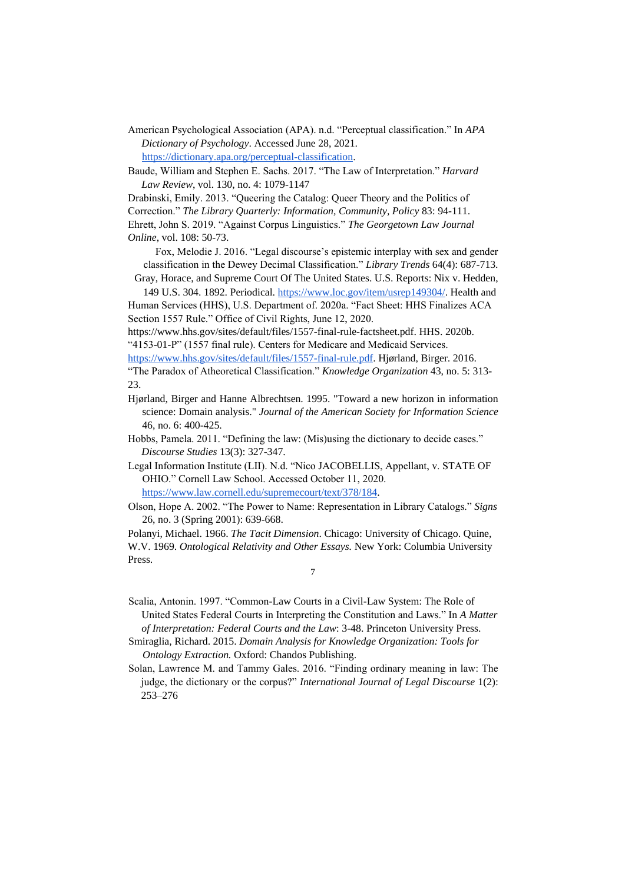American Psychological Association (APA). n.d. "Perceptual classification." In *APA Dictionary of Psychology*. Accessed June 28, 2021. https://dictionary.apa.org/perceptual-classification.

Baude, William and Stephen E. Sachs. 2017. "The Law of Interpretation." *Harvard Law Review*, vol. 130, no. 4: 1079-1147

Drabinski, Emily. 2013. "Queering the Catalog: Queer Theory and the Politics of Correction." *The Library Quarterly: Information, Community, Policy* 83: 94-111.

Ehrett, John S. 2019. "Against Corpus Linguistics." *The Georgetown Law Journal Online*, vol. 108: 50-73.

Fox, Melodie J. 2016. "Legal discourse's epistemic interplay with sex and gender classification in the Dewey Decimal Classification." *Library Trends* 64(4): 687-713.

Gray, Horace, and Supreme Court Of The United States. U.S. Reports: Nix v. Hedden, 149 U.S. 304. 1892. Periodical. https://www.loc.gov/item/usrep149304/.

Health and Human Services (HHS), U.S. Department of. 2020a. "Fact Sheet: HHS Finalizes ACA Section 1557 Rule." Office of Civil Rights, June 12, 2020. https://www.hhs.gov/sites/default/files/1557-final-rule-factsheet.pdf.

HHS. 2020b. "4153-01-P" (1557 final rule). Centers for Medicare and Medicaid Services. https://www.hhs.gov/sites/default/files/1557-final-rule.pdf.

Hjørland, Birger. 2016. "The Paradox of Atheoretical Classification." *Knowledge Organization* 43, no. 5: 313-23.

Hjørland, Birger and Hanne Albrechtsen. 1995. "Toward a new horizon in information science: Domain analysis." *Journal of the American Society for Information Science* 46, no. 6: 400-425.

Hobbs, Pamela. 2011. "Defining the law: (Mis)using the dictionary to decide cases." *Discourse Studies* 13(3): 327-347.

Legal Information Institute (LII). N.d. "Nico JACOBELLIS, Appellant, v. STATE OF OHIO." Cornell Law School. Accessed October 11, 2020. https://www.law.cornell.edu/supremecourt/text/378/184.

Olson, Hope A. 2002. "The Power to Name: Representation in Library Catalogs." *Signs* 26, no. 3 (Spring 2001): 639-668.

Polanyi, Michael. 1966. *The Tacit Dimension*. Chicago: University of Chicago.

Quine, W.V. 1969. *Ontological Relativity and Other Essays.* New York: Columbia University Press.

Scalia, Antonin. 1997. "Common-Law Courts in a Civil-Law System: The Role of United States Federal Courts in Interpreting the Constitution and Laws." In *A Matter of Interpretation: Federal Courts and the Law*: 3-48. Princeton University Press.

Smiraglia, Richard. 2015. *Domain Analysis for Knowledge Organization: Tools for Ontology Extraction.* Oxford: Chandos Publishing.

Solan, Lawrence M. and Tammy Gales. 2016. "Finding ordinary meaning in law: The judge, the dictionary or the corpus?" *International Journal of Legal Discourse* 1(2): 253–276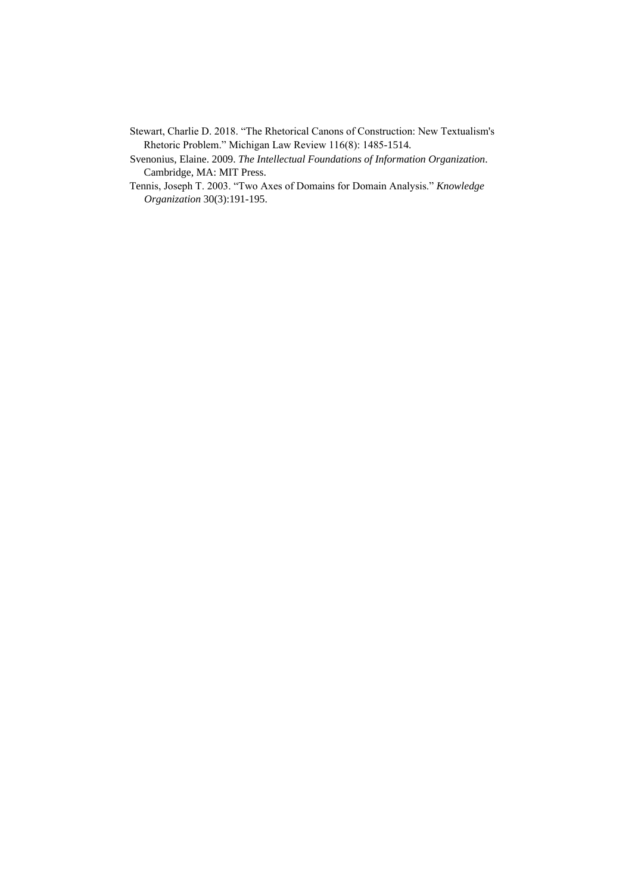Stewart, Charlie D. 2018. "The Rhetorical Canons of Construction: New Textualism's Rhetoric Problem." Michigan Law Review 116(8): 1485-1514.

Svenonius, Elaine. 2009. *The Intellectual Foundations of Information Organization*. Cambridge, MA: MIT Press.

Tennis, Joseph T. 2003. "Two Axes of Domains for Domain Analysis." *Knowledge Organization* 30(3):191-195.